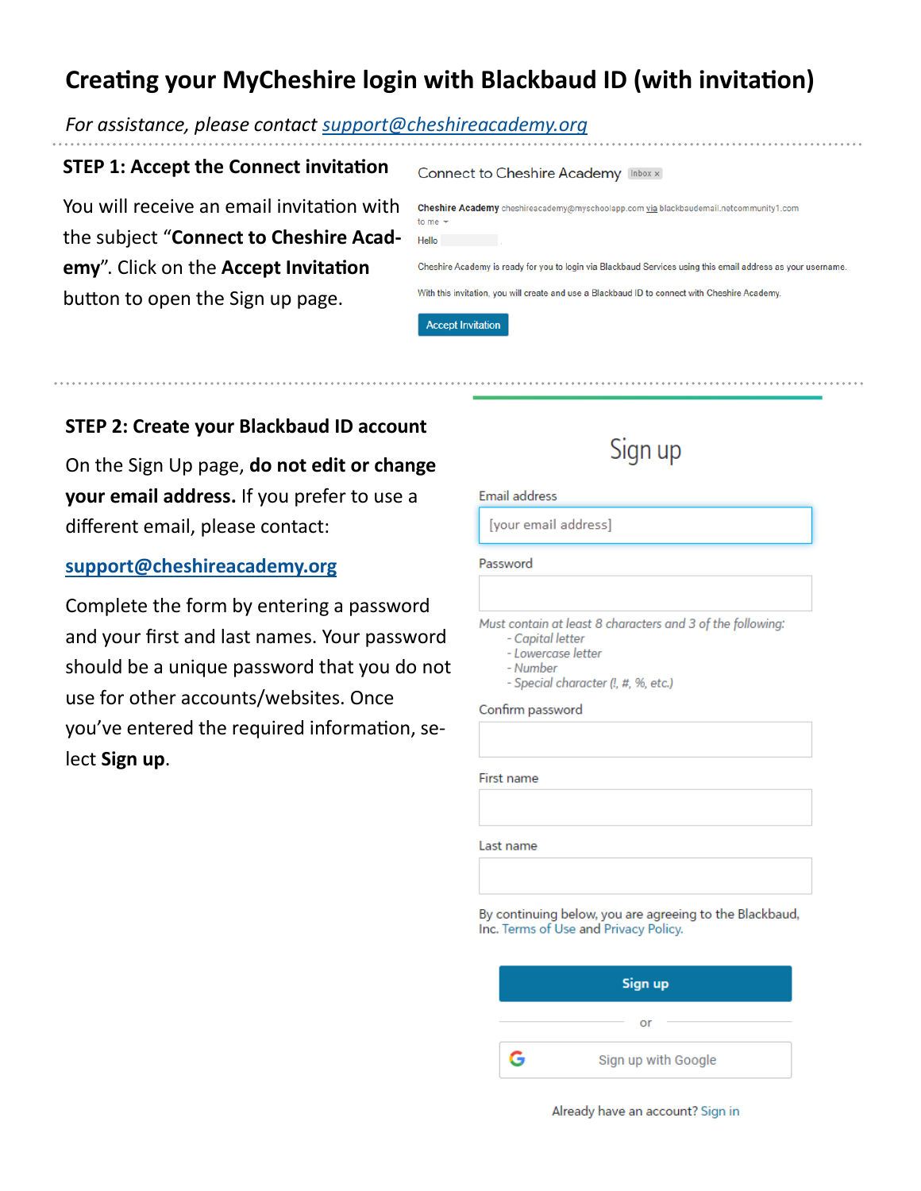# Creating your MyCheshire login with Blackbaud ID (with invitation)

*For assistance, please contact [support@cheshireacademy.org](mailto:support@cheshireacademy.org)*

## STEP 1: Accept the Connect invitation

You will receive an email invitation with the subject "**Connect to Cheshire Academy**". Click on the **Accept Invitation** button to open the Sign up page.

Connect to Cheshire Academy Inbox x

**Cheshire Academy** cheshireacademy@myschoolapp.com via blackbaudemail.netcommunity1.com
to me

Hello

Cheshire Academy is ready for you to login via Blackbaud Services using this email address as your username.

With this invitation, you will create and use a Blackbaud ID to connect with Cheshire Academy.

Accept Invitation

## STEP 2: Create your Blackbaud ID account

On the Sign Up page, **do not edit or change your email address.** If you prefer to use a different email, please contact:

[support@cheshireacademy.org](mailto:support@cheshireacademy.org)

Complete the form by entering a password and your first and last names. Your password should be a unique password that you do not use for other accounts/websites. Once you've entered the required information, select **Sign up**.

Sign up

Email address

[your email address]

Password

*Must contain at least 8 characters and 3 of the following:*
- *Capital letter*
- *Lowercase letter*
- *Number*
- *Special character (!, #, %, etc.)*

Confirm password

First name

Last name

By continuing below, you are agreeing to the Blackbaud, Inc. Terms of Use and Privacy Policy.

Sign up

or

Sign up with Google

Already have an account? Sign in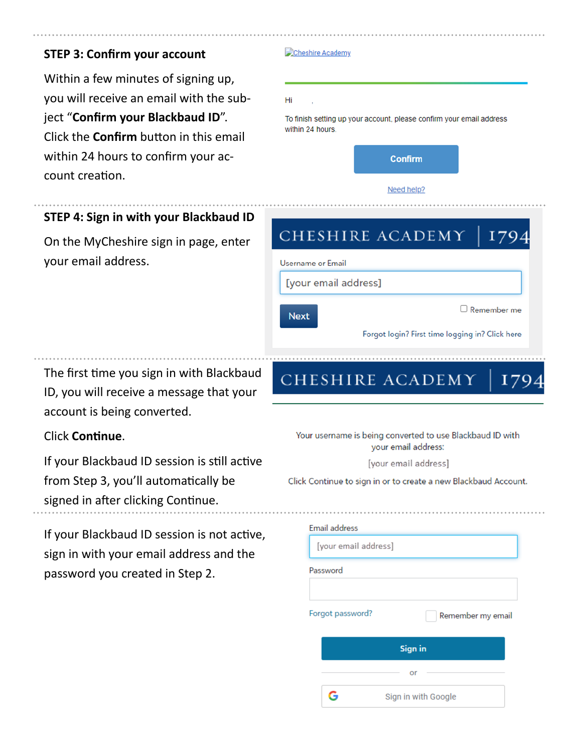### STEP 3: Confirm your account

Within a few minutes of signing up, you will receive an email with the subject "**Confirm your Blackbaud ID**". Click the **Confirm** button in this email within 24 hours to confirm your account creation.

Cheshire Academy

Hi ,

To finish setting up your account, please confirm your email address within 24 hours.

Confirm

Need help?

### STEP 4: Sign in with your Blackbaud ID

On the MyCheshire sign in page, enter your email address.

CHESHIRE ACADEMY | 1794

Username or Email

[your email address]

Next

Remember me

Forgot login? First time logging in? Click here

The first time you sign in with Blackbaud ID, you will receive a message that your account is being converted.

Click **Continue**.

If your Blackbaud ID session is still active from Step 3, you'll automatically be signed in after clicking Continue.

CHESHIRE ACADEMY | 1794

Your username is being converted to use Blackbaud ID with your email address:

[your email address]

Click Continue to sign in or to create a new Blackbaud Account.

If your Blackbaud ID session is not active, sign in with your email address and the password you created in Step 2.

Email address

[your email address]

Password

Forgot password?

Remember my email

Sign in

or

Sign in with Google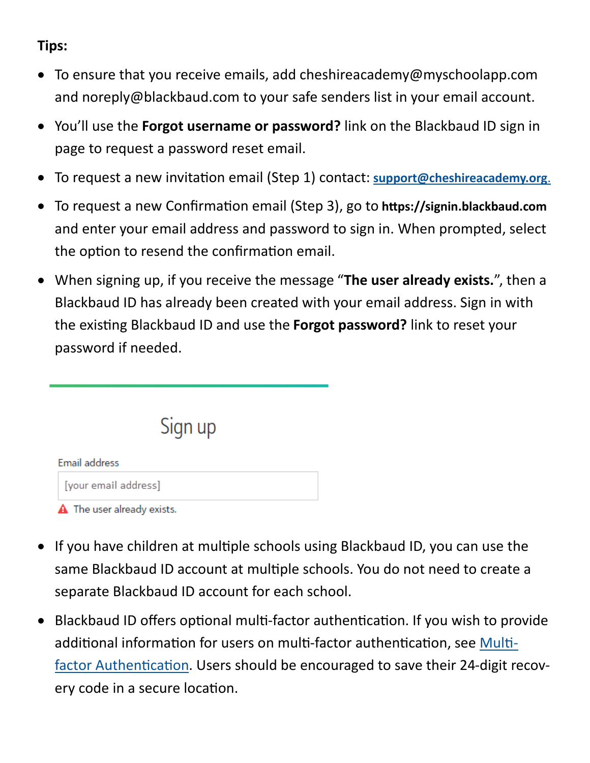**Tips:**

- To ensure that you receive emails, add cheshireacademy@myschoolapp.com and noreply@blackbaud.com to your safe senders list in your email account.
- You'll use the **Forgot username or password?** link on the Blackbaud ID sign in page to request a password reset email.
- To request a new invitation email (Step 1) contact: **support@cheshireacademy.org**.
- To request a new Confirmation email (Step 3), go to **https://signin.blackbaud.com** and enter your email address and password to sign in. When prompted, select the option to resend the confirmation email.
- When signing up, if you receive the message "**The user already exists.**", then a Blackbaud ID has already been created with your email address. Sign in with the existing Blackbaud ID and use the **Forgot password?** link to reset your password if needed.

Sign up

Email address

[your email address]

The user already exists.

- If you have children at multiple schools using Blackbaud ID, you can use the same Blackbaud ID account at multiple schools. You do not need to create a separate Blackbaud ID account for each school.
- Blackbaud ID offers optional multi-factor authentication. If you wish to provide additional information for users on multi-factor authentication, see Multi-factor Authentication. Users should be encouraged to save their 24-digit recovery code in a secure location.